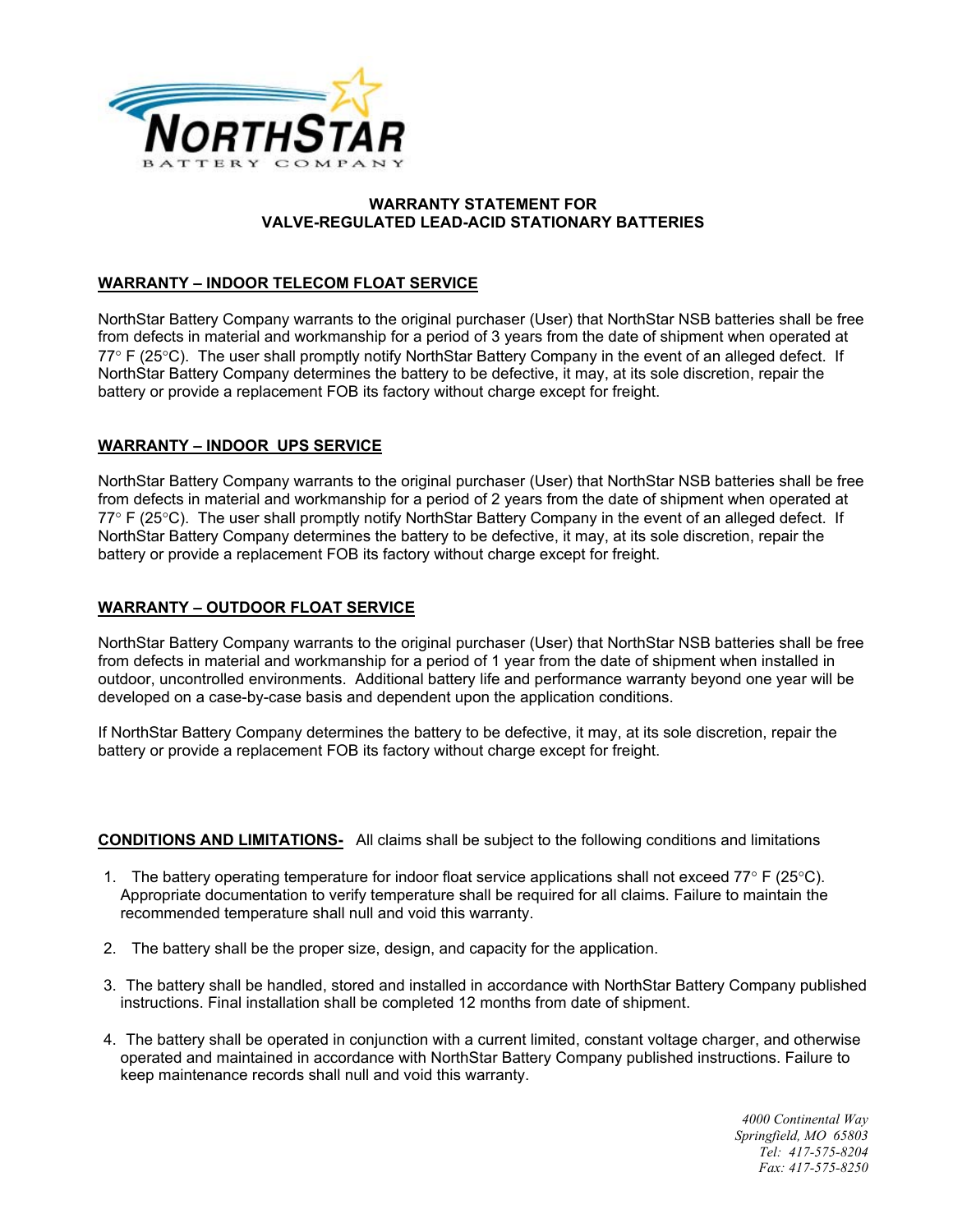NORTHSTAR BATTERY COMPANY

# WARRANTY STATEMENT FOR VALVE-REGULATED LEAD-ACID STATIONARY BATTERIES

## WARRANTY – INDOOR TELECOM FLOAT SERVICE

NorthStar Battery Company warrants to the original purchaser (User) that NorthStar NSB batteries shall be free from defects in material and workmanship for a period of 3 years from the date of shipment when operated at 77° F (25°C). The user shall promptly notify NorthStar Battery Company in the event of an alleged defect. If NorthStar Battery Company determines the battery to be defective, it may, at its sole discretion, repair the battery or provide a replacement FOB its factory without charge except for freight.

## WARRANTY – INDOOR UPS SERVICE

NorthStar Battery Company warrants to the original purchaser (User) that NorthStar NSB batteries shall be free from defects in material and workmanship for a period of 2 years from the date of shipment when operated at 77° F (25°C). The user shall promptly notify NorthStar Battery Company in the event of an alleged defect. If NorthStar Battery Company determines the battery to be defective, it may, at its sole discretion, repair the battery or provide a replacement FOB its factory without charge except for freight.

## WARRANTY – OUTDOOR FLOAT SERVICE

NorthStar Battery Company warrants to the original purchaser (User) that NorthStar NSB batteries shall be free from defects in material and workmanship for a period of 1 year from the date of shipment when installed in outdoor, uncontrolled environments. Additional battery life and performance warranty beyond one year will be developed on a case-by-case basis and dependent upon the application conditions.

If NorthStar Battery Company determines the battery to be defective, it may, at its sole discretion, repair the battery or provide a replacement FOB its factory without charge except for freight.

**CONDITIONS AND LIMITATIONS-** All claims shall be subject to the following conditions and limitations

1. The battery operating temperature for indoor float service applications shall not exceed 77° F (25°C). Appropriate documentation to verify temperature shall be required for all claims. Failure to maintain the recommended temperature shall null and void this warranty.
2. The battery shall be the proper size, design, and capacity for the application.
3. The battery shall be handled, stored and installed in accordance with NorthStar Battery Company published instructions. Final installation shall be completed 12 months from date of shipment.
4. The battery shall be operated in conjunction with a current limited, constant voltage charger, and otherwise operated and maintained in accordance with NorthStar Battery Company published instructions. Failure to keep maintenance records shall null and void this warranty.

*4000 Continental Way*
*Springfield, MO 65803*
*Tel: 417-575-8204*
*Fax: 417-575-8250*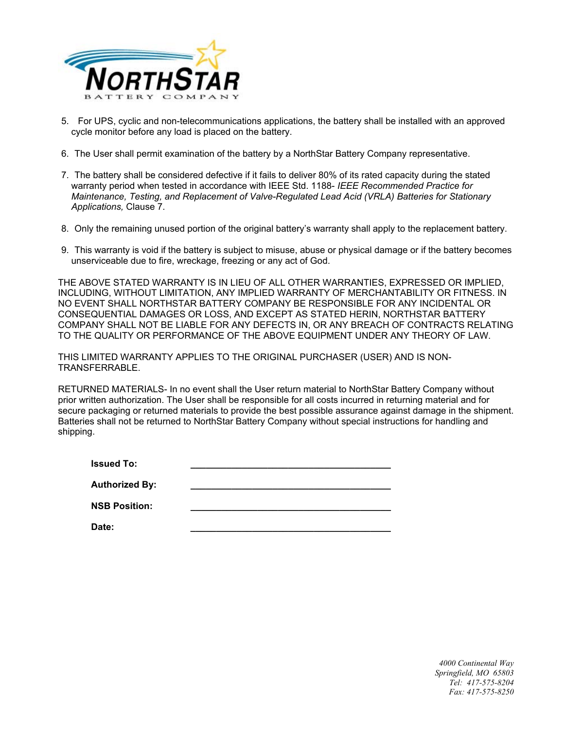5. For UPS, cyclic and non-telecommunications applications, the battery shall be installed with an approved cycle monitor before any load is placed on the battery.

6. The User shall permit examination of the battery by a NorthStar Battery Company representative.

7. The battery shall be considered defective if it fails to deliver 80% of its rated capacity during the stated warranty period when tested in accordance with IEEE Std. 1188- *IEEE Recommended Practice for Maintenance, Testing, and Replacement of Valve-Regulated Lead Acid (VRLA) Batteries for Stationary Applications,* Clause 7.

8. Only the remaining unused portion of the original battery's warranty shall apply to the replacement battery.

9. This warranty is void if the battery is subject to misuse, abuse or physical damage or if the battery becomes unserviceable due to fire, wreckage, freezing or any act of God.

THE ABOVE STATED WARRANTY IS IN LIEU OF ALL OTHER WARRANTIES, EXPRESSED OR IMPLIED, INCLUDING, WITHOUT LIMITATION, ANY IMPLIED WARRANTY OF MERCHANTABILITY OR FITNESS. IN NO EVENT SHALL NORTHSTAR BATTERY COMPANY BE RESPONSIBLE FOR ANY INCIDENTAL OR CONSEQUENTIAL DAMAGES OR LOSS, AND EXCEPT AS STATED HERIN, NORTHSTAR BATTERY COMPANY SHALL NOT BE LIABLE FOR ANY DEFECTS IN, OR ANY BREACH OF CONTRACTS RELATING TO THE QUALITY OR PERFORMANCE OF THE ABOVE EQUIPMENT UNDER ANY THEORY OF LAW.

THIS LIMITED WARRANTY APPLIES TO THE ORIGINAL PURCHASER (USER) AND IS NON-TRANSFERRABLE.

RETURNED MATERIALS- In no event shall the User return material to NorthStar Battery Company without prior written authorization. The User shall be responsible for all costs incurred in returning material and for secure packaging or returned materials to provide the best possible assurance against damage in the shipment. Batteries shall not be returned to NorthStar Battery Company without special instructions for handling and shipping.

**Issued To:** ________________________________________

**Authorized By:** ________________________________________

**NSB Position:** ________________________________________

**Date:** ________________________________________

*4000 Continental Way*
*Springfield, MO 65803*
*Tel: 417-575-8204*
*Fax: 417-575-8250*